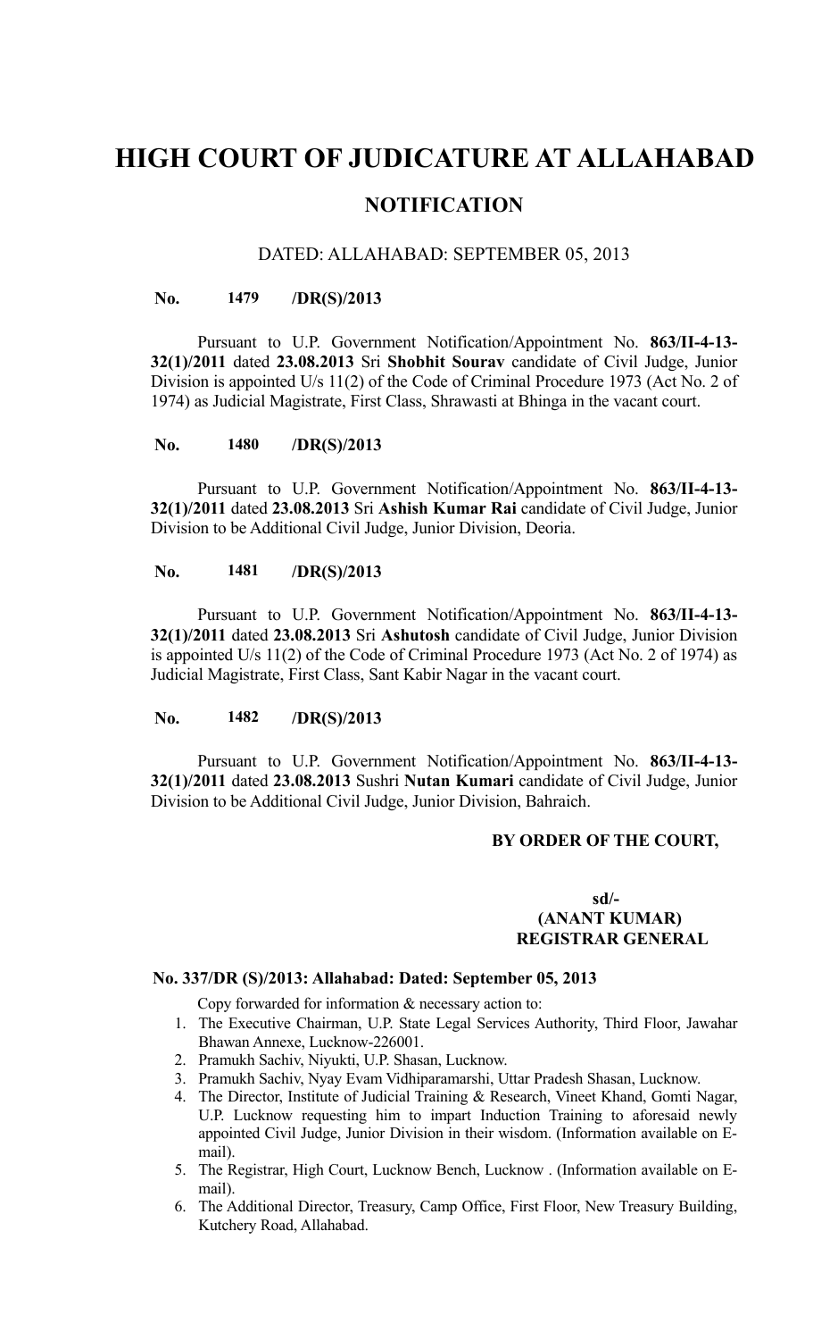# HIGH COURT OF JUDICATURE AT ALLAHABAD

## NOTIFICATION

DATED: ALLAHABAD: SEPTEMBER 05, 2013

**No. 1479 /DR(S)/2013**

Pursuant to U.P. Government Notification/Appointment No. **863/II-4-13-32(1)/2011** dated **23.08.2013** Sri **Shobhit Sourav** candidate of Civil Judge, Junior Division is appointed U/s 11(2) of the Code of Criminal Procedure 1973 (Act No. 2 of 1974) as Judicial Magistrate, First Class, Shrawasti at Bhinga in the vacant court.

**No. 1480 /DR(S)/2013**

Pursuant to U.P. Government Notification/Appointment No. **863/II-4-13-32(1)/2011** dated **23.08.2013** Sri **Ashish Kumar Rai** candidate of Civil Judge, Junior Division to be Additional Civil Judge, Junior Division, Deoria.

**No. 1481 /DR(S)/2013**

Pursuant to U.P. Government Notification/Appointment No. **863/II-4-13-32(1)/2011** dated **23.08.2013** Sri **Ashutosh** candidate of Civil Judge, Junior Division is appointed U/s 11(2) of the Code of Criminal Procedure 1973 (Act No. 2 of 1974) as Judicial Magistrate, First Class, Sant Kabir Nagar in the vacant court.

**No. 1482 /DR(S)/2013**

Pursuant to U.P. Government Notification/Appointment No. **863/II-4-13-32(1)/2011** dated **23.08.2013** Sushri **Nutan Kumari** candidate of Civil Judge, Junior Division to be Additional Civil Judge, Junior Division, Bahraich.

**BY ORDER OF THE COURT,**

**sd/-**
**(ANANT KUMAR)**
**REGISTRAR GENERAL**

**No. 337/DR (S)/2013: Allahabad: Dated: September 05, 2013**

Copy forwarded for information & necessary action to:

1. The Executive Chairman, U.P. State Legal Services Authority, Third Floor, Jawahar Bhawan Annexe, Lucknow-226001.
2. Pramukh Sachiv, Niyukti, U.P. Shasan, Lucknow.
3. Pramukh Sachiv, Nyay Evam Vidhiparamarshi, Uttar Pradesh Shasan, Lucknow.
4. The Director, Institute of Judicial Training & Research, Vineet Khand, Gomti Nagar, U.P. Lucknow requesting him to impart Induction Training to aforesaid newly appointed Civil Judge, Junior Division in their wisdom. (Information available on E-mail).
5. The Registrar, High Court, Lucknow Bench, Lucknow . (Information available on E-mail).
6. The Additional Director, Treasury, Camp Office, First Floor, New Treasury Building, Kutchery Road, Allahabad.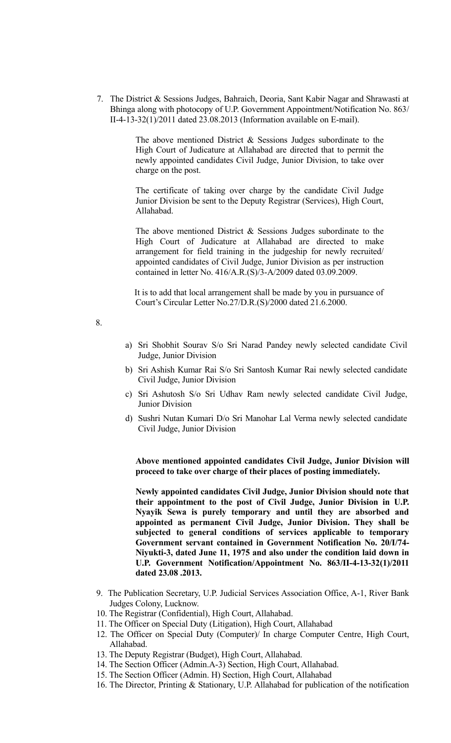7. The District & Sessions Judges, Bahraich, Deoria, Sant Kabir Nagar and Shrawasti at Bhinga along with photocopy of U.P. Government Appointment/Notification No. 863/ II-4-13-32(1)/2011 dated 23.08.2013 (Information available on E-mail).

   The above mentioned District & Sessions Judges subordinate to the High Court of Judicature at Allahabad are directed that to permit the newly appointed candidates Civil Judge, Junior Division, to take over charge on the post.

   The certificate of taking over charge by the candidate Civil Judge Junior Division be sent to the Deputy Registrar (Services), High Court, Allahabad.

   The above mentioned District & Sessions Judges subordinate to the High Court of Judicature at Allahabad are directed to make arrangement for field training in the judgeship for newly recruited/ appointed candidates of Civil Judge, Junior Division as per instruction contained in letter No. 416/A.R.(S)/3-A/2009 dated 03.09.2009.

   It is to add that local arrangement shall be made by you in pursuance of Court's Circular Letter No.27/D.R.(S)/2000 dated 21.6.2000.

8.

   a) Sri Shobhit Sourav S/o Sri Narad Pandey newly selected candidate Civil Judge, Junior Division
   b) Sri Ashish Kumar Rai S/o Sri Santosh Kumar Rai newly selected candidate Civil Judge, Junior Division
   c) Sri Ashutosh S/o Sri Udhav Ram newly selected candidate Civil Judge, Junior Division
   d) Sushri Nutan Kumari D/o Sri Manohar Lal Verma newly selected candidate Civil Judge, Junior Division

   **Above mentioned appointed candidates Civil Judge, Junior Division will proceed to take over charge of their places of posting immediately.**

   **Newly appointed candidates Civil Judge, Junior Division should note that their appointment to the post of Civil Judge, Junior Division in U.P. Nyayik Sewa is purely temporary and until they are absorbed and appointed as permanent Civil Judge, Junior Division. They shall be subjected to general conditions of services applicable to temporary Government servant contained in Government Notification No. 20/I/74-Niyukti-3, dated June 11, 1975 and also under the condition laid down in U.P. Government Notification/Appointment No. 863/II-4-13-32(1)/2011 dated 23.08 .2013.**

9. The Publication Secretary, U.P. Judicial Services Association Office, A-1, River Bank Judges Colony, Lucknow.
10. The Registrar (Confidential), High Court, Allahabad.
11. The Officer on Special Duty (Litigation), High Court, Allahabad
12. The Officer on Special Duty (Computer)/ In charge Computer Centre, High Court, Allahabad.
13. The Deputy Registrar (Budget), High Court, Allahabad.
14. The Section Officer (Admin.A-3) Section, High Court, Allahabad.
15. The Section Officer (Admin. H) Section, High Court, Allahabad
16. The Director, Printing & Stationary, U.P. Allahabad for publication of the notification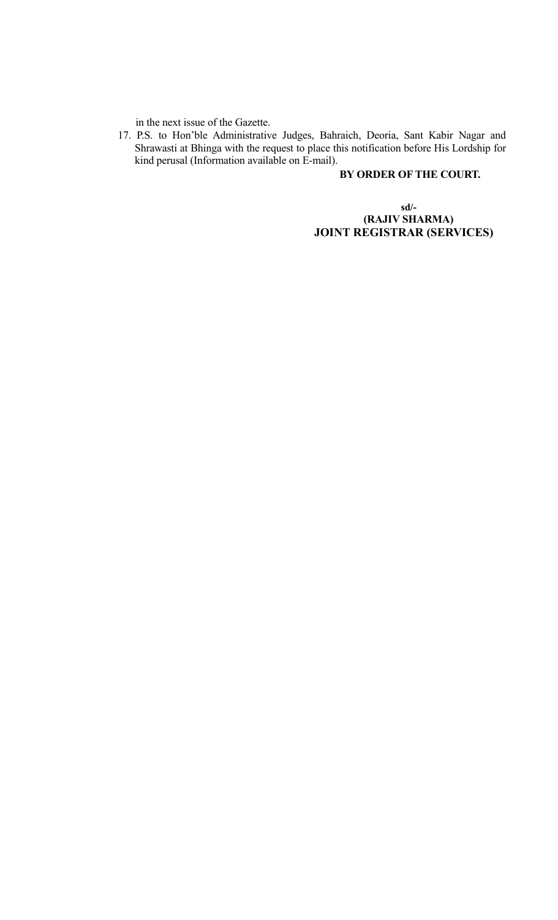in the next issue of the Gazette.

17. P.S. to Hon'ble Administrative Judges, Bahraich, Deoria, Sant Kabir Nagar and Shrawasti at Bhinga with the request to place this notification before His Lordship for kind perusal (Information available on E-mail).

**BY ORDER OF THE COURT.**

**sd/-**
**(RAJIV SHARMA)**
**JOINT REGISTRAR (SERVICES)**